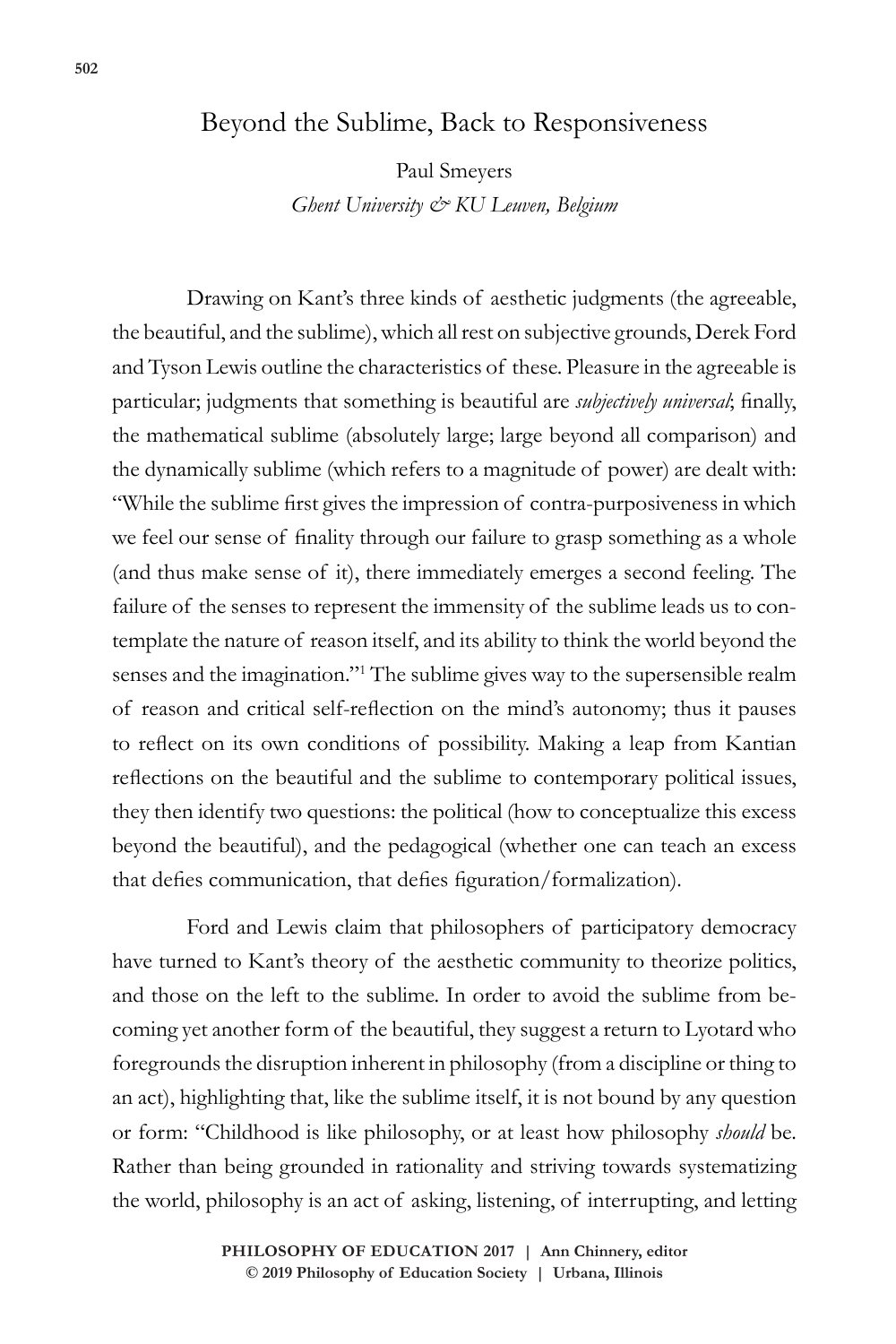# Beyond the Sublime, Back to Responsiveness

Paul Smeyers

*Ghent University & KU Leuven, Belgium*

Drawing on Kant's three kinds of aesthetic judgments (the agreeable, the beautiful, and the sublime), which all rest on subjective grounds, Derek Ford and Tyson Lewis outline the characteristics of these. Pleasure in the agreeable is particular; judgments that something is beautiful are *subjectively universal*; finally, the mathematical sublime (absolutely large; large beyond all comparison) and the dynamically sublime (which refers to a magnitude of power) are dealt with: "While the sublime first gives the impression of contra-purposiveness in which we feel our sense of finality through our failure to grasp something as a whole (and thus make sense of it), there immediately emerges a second feeling. The failure of the senses to represent the immensity of the sublime leads us to contemplate the nature of reason itself, and its ability to think the world beyond the senses and the imagination."[1] The sublime gives way to the supersensible realm of reason and critical self-reflection on the mind's autonomy; thus it pauses to reflect on its own conditions of possibility. Making a leap from Kantian reflections on the beautiful and the sublime to contemporary political issues, they then identify two questions: the political (how to conceptualize this excess beyond the beautiful), and the pedagogical (whether one can teach an excess that defies communication, that defies figuration/formalization).

Ford and Lewis claim that philosophers of participatory democracy have turned to Kant's theory of the aesthetic community to theorize politics, and those on the left to the sublime. In order to avoid the sublime from becoming yet another form of the beautiful, they suggest a return to Lyotard who foregrounds the disruption inherent in philosophy (from a discipline or thing to an act), highlighting that, like the sublime itself, it is not bound by any question or form: "Childhood is like philosophy, or at least how philosophy *should* be. Rather than being grounded in rationality and striving towards systematizing the world, philosophy is an act of asking, listening, of interrupting, and letting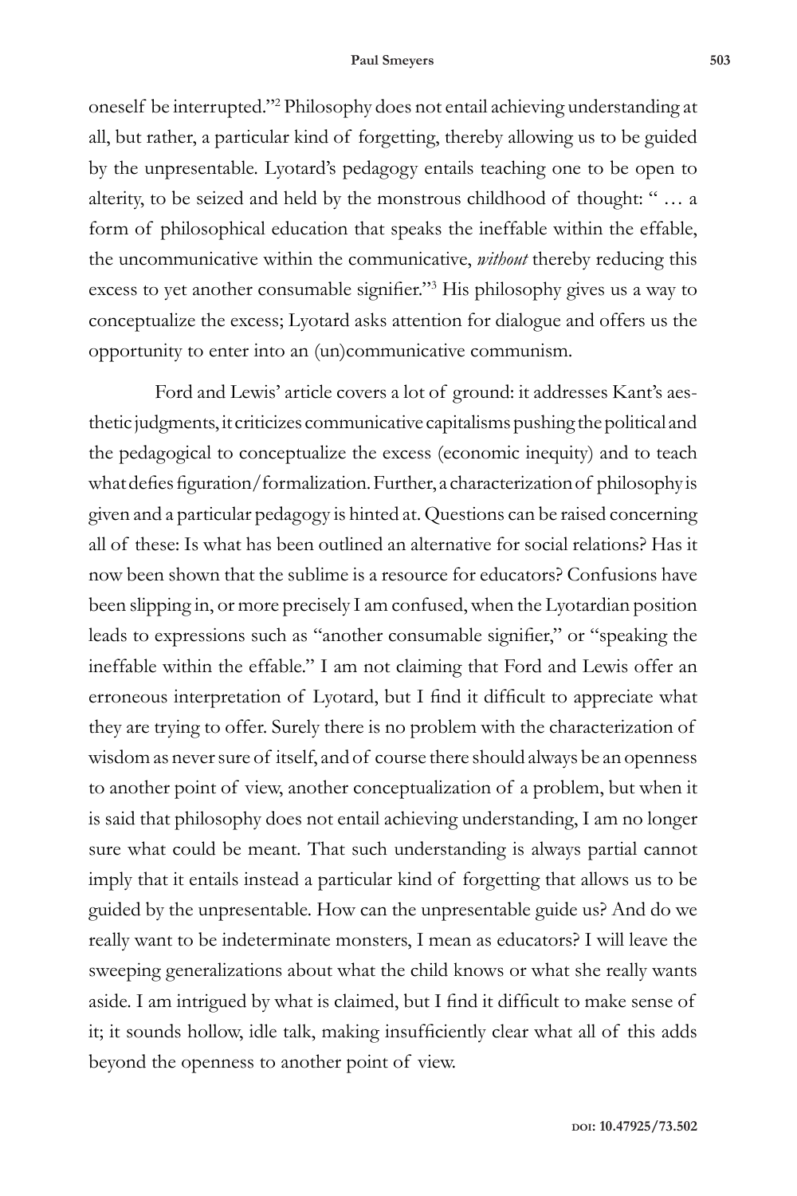oneself be interrupted."[2] Philosophy does not entail achieving understanding at all, but rather, a particular kind of forgetting, thereby allowing us to be guided by the unpresentable. Lyotard's pedagogy entails teaching one to be open to alterity, to be seized and held by the monstrous childhood of thought: " … a form of philosophical education that speaks the ineffable within the effable, the uncommunicative within the communicative, *without* thereby reducing this excess to yet another consumable signifier."[3] His philosophy gives us a way to conceptualize the excess; Lyotard asks attention for dialogue and offers us the opportunity to enter into an (un)communicative communism.

Ford and Lewis' article covers a lot of ground: it addresses Kant's aesthetic judgments, it criticizes communicative capitalisms pushing the political and the pedagogical to conceptualize the excess (economic inequity) and to teach what defies figuration/formalization. Further, a characterization of philosophy is given and a particular pedagogy is hinted at. Questions can be raised concerning all of these: Is what has been outlined an alternative for social relations? Has it now been shown that the sublime is a resource for educators? Confusions have been slipping in, or more precisely I am confused, when the Lyotardian position leads to expressions such as "another consumable signifier," or "speaking the ineffable within the effable." I am not claiming that Ford and Lewis offer an erroneous interpretation of Lyotard, but I find it difficult to appreciate what they are trying to offer. Surely there is no problem with the characterization of wisdom as never sure of itself, and of course there should always be an openness to another point of view, another conceptualization of a problem, but when it is said that philosophy does not entail achieving understanding, I am no longer sure what could be meant. That such understanding is always partial cannot imply that it entails instead a particular kind of forgetting that allows us to be guided by the unpresentable. How can the unpresentable guide us? And do we really want to be indeterminate monsters, I mean as educators? I will leave the sweeping generalizations about what the child knows or what she really wants aside. I am intrigued by what is claimed, but I find it difficult to make sense of it; it sounds hollow, idle talk, making insufficiently clear what all of this adds beyond the openness to another point of view.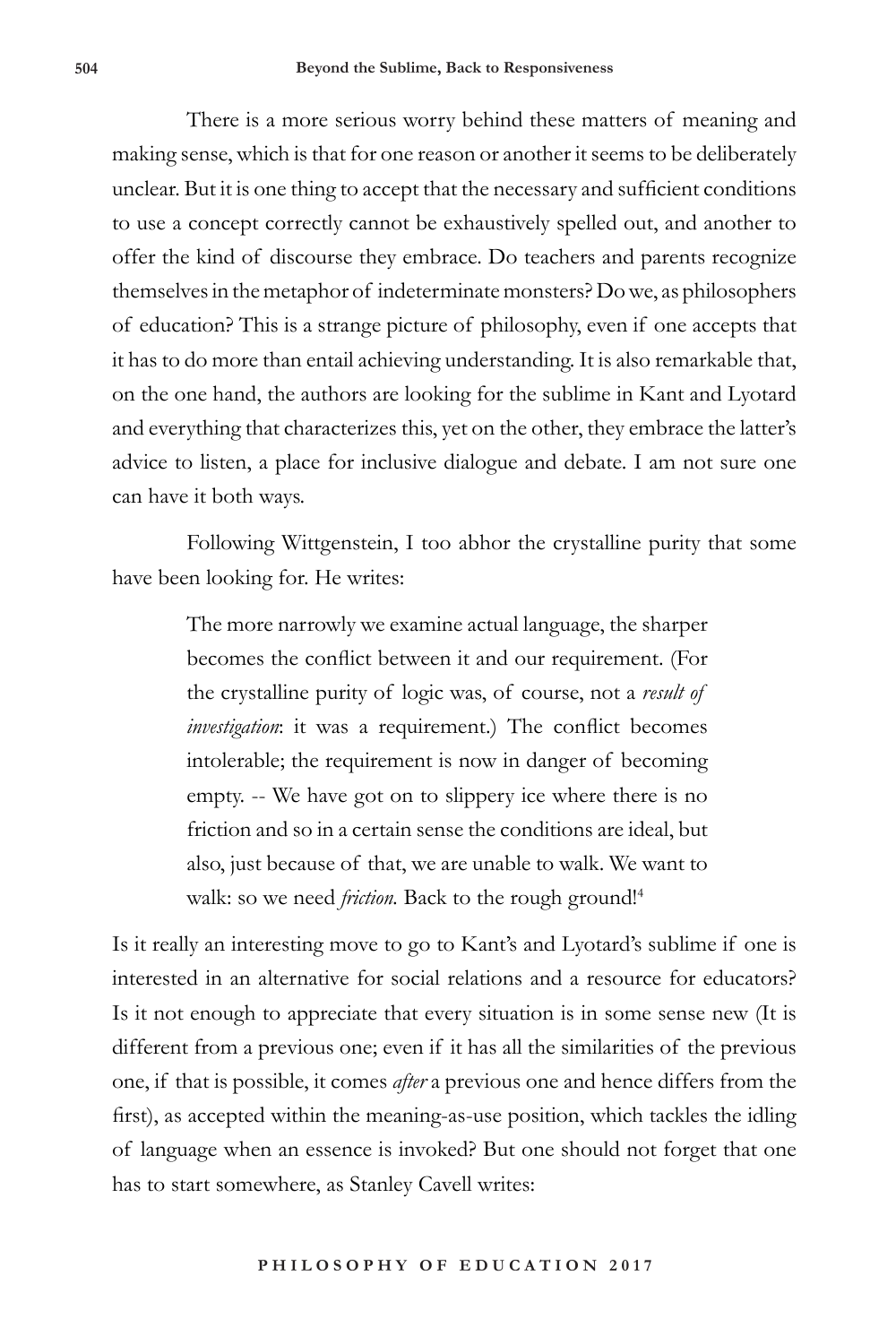There is a more serious worry behind these matters of meaning and making sense, which is that for one reason or another it seems to be deliberately unclear. But it is one thing to accept that the necessary and sufficient conditions to use a concept correctly cannot be exhaustively spelled out, and another to offer the kind of discourse they embrace. Do teachers and parents recognize themselves in the metaphor of indeterminate monsters? Do we, as philosophers of education? This is a strange picture of philosophy, even if one accepts that it has to do more than entail achieving understanding. It is also remarkable that, on the one hand, the authors are looking for the sublime in Kant and Lyotard and everything that characterizes this, yet on the other, they embrace the latter's advice to listen, a place for inclusive dialogue and debate. I am not sure one can have it both ways.

Following Wittgenstein, I too abhor the crystalline purity that some have been looking for. He writes:

> The more narrowly we examine actual language, the sharper becomes the conflict between it and our requirement. (For the crystalline purity of logic was, of course, not a *result of investigation*: it was a requirement.) The conflict becomes intolerable; the requirement is now in danger of becoming empty. -- We have got on to slippery ice where there is no friction and so in a certain sense the conditions are ideal, but also, just because of that, we are unable to walk. We want to walk: so we need *friction*. Back to the rough ground![4]

Is it really an interesting move to go to Kant's and Lyotard's sublime if one is interested in an alternative for social relations and a resource for educators? Is it not enough to appreciate that every situation is in some sense new (It is different from a previous one; even if it has all the similarities of the previous one, if that is possible, it comes *after* a previous one and hence differs from the first), as accepted within the meaning-as-use position, which tackles the idling of language when an essence is invoked? But one should not forget that one has to start somewhere, as Stanley Cavell writes: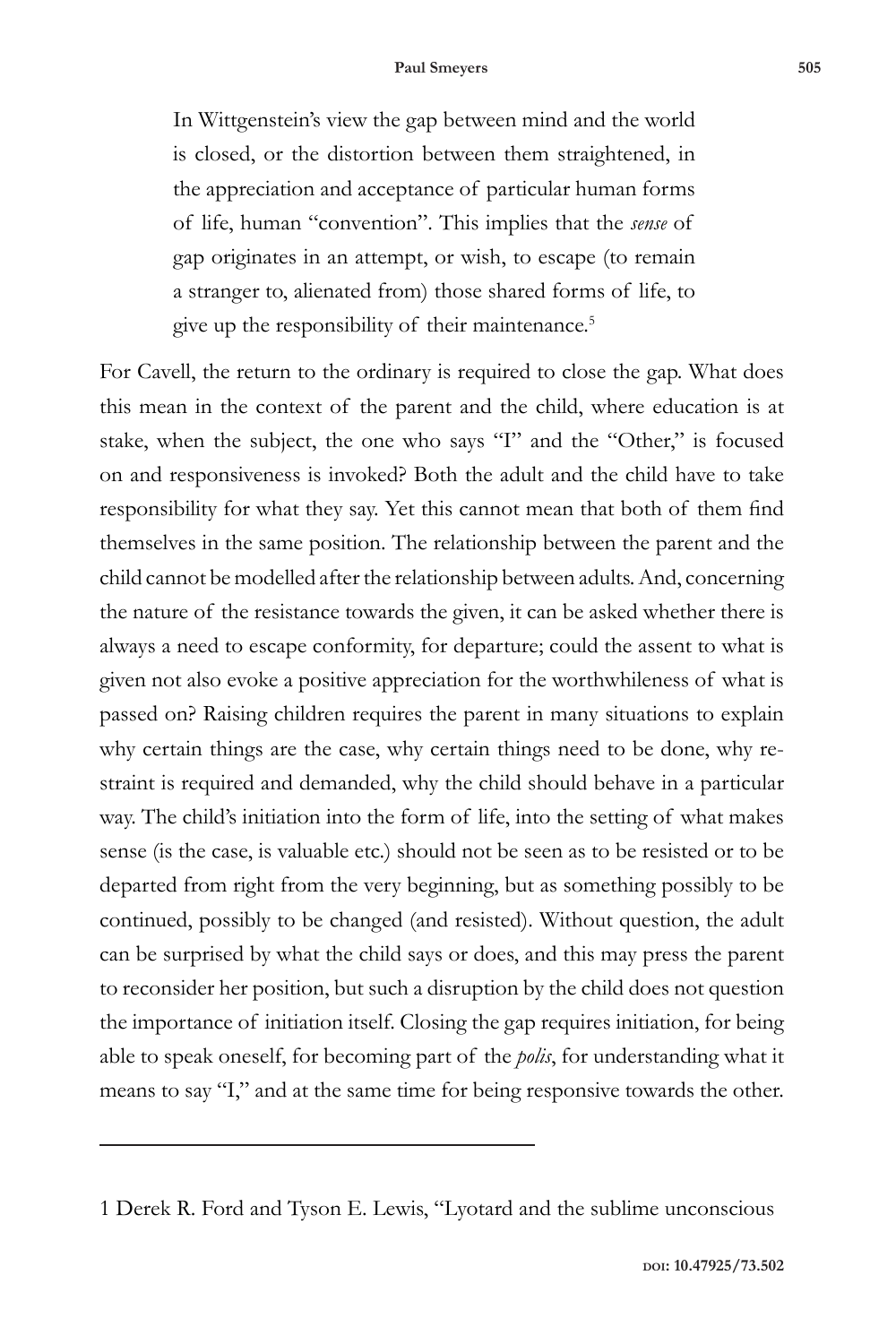> In Wittgenstein's view the gap between mind and the world is closed, or the distortion between them straightened, in the appreciation and acceptance of particular human forms of life, human "convention". This implies that the *sense* of gap originates in an attempt, or wish, to escape (to remain a stranger to, alienated from) those shared forms of life, to give up the responsibility of their maintenance.[5]

For Cavell, the return to the ordinary is required to close the gap. What does this mean in the context of the parent and the child, where education is at stake, when the subject, the one who says "I" and the "Other," is focused on and responsiveness is invoked? Both the adult and the child have to take responsibility for what they say. Yet this cannot mean that both of them find themselves in the same position. The relationship between the parent and the child cannot be modelled after the relationship between adults. And, concerning the nature of the resistance towards the given, it can be asked whether there is always a need to escape conformity, for departure; could the assent to what is given not also evoke a positive appreciation for the worthwhileness of what is passed on? Raising children requires the parent in many situations to explain why certain things are the case, why certain things need to be done, why restraint is required and demanded, why the child should behave in a particular way. The child's initiation into the form of life, into the setting of what makes sense (is the case, is valuable etc.) should not be seen as to be resisted or to be departed from right from the very beginning, but as something possibly to be continued, possibly to be changed (and resisted). Without question, the adult can be surprised by what the child says or does, and this may press the parent to reconsider her position, but such a disruption by the child does not question the importance of initiation itself. Closing the gap requires initiation, for being able to speak oneself, for becoming part of the *polis*, for understanding what it means to say "I," and at the same time for being responsive towards the other.

---

1 Derek R. Ford and Tyson E. Lewis, "Lyotard and the sublime unconscious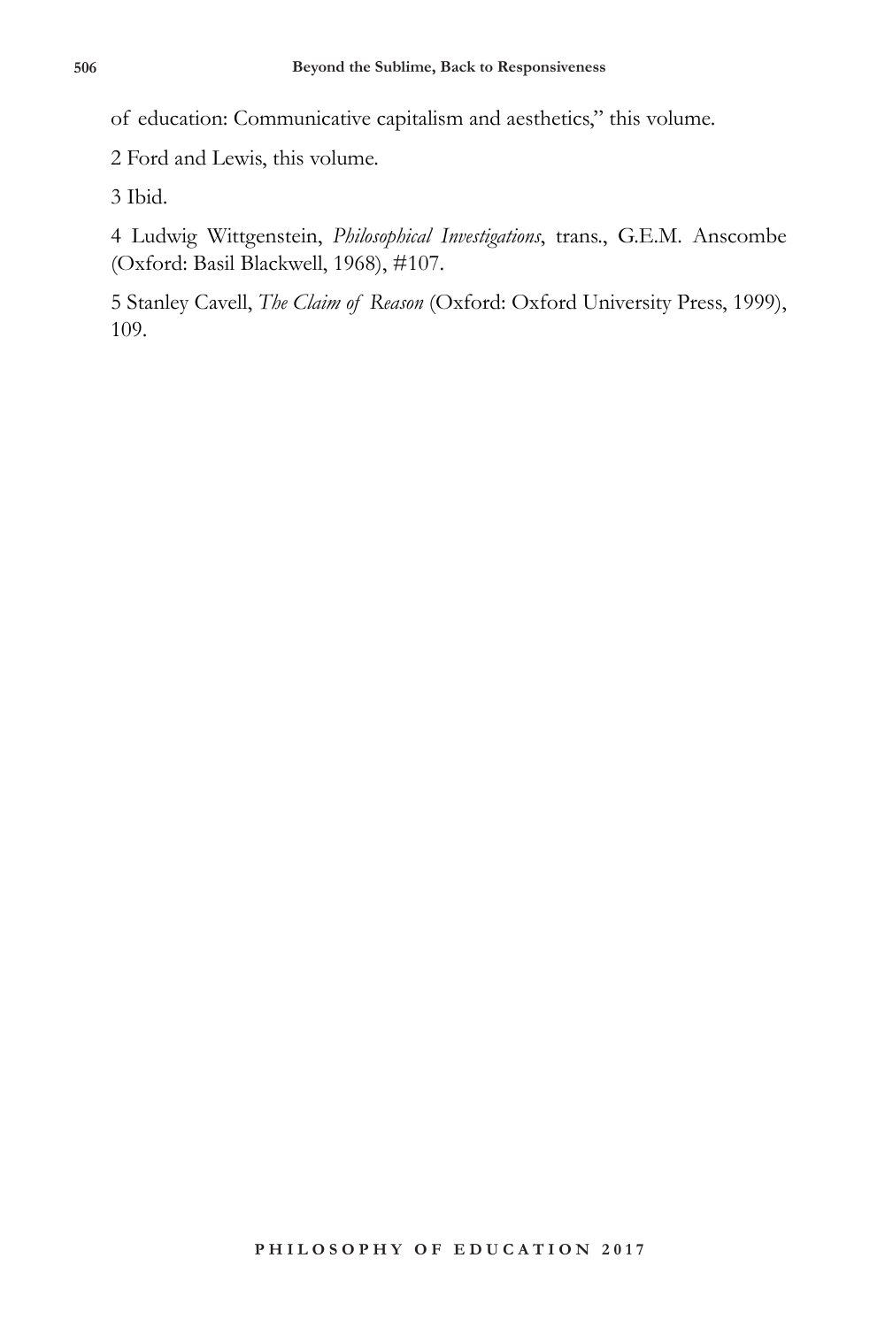of education: Communicative capitalism and aesthetics," this volume.

2 Ford and Lewis, this volume.

3 Ibid.

4 Ludwig Wittgenstein, *Philosophical Investigations*, trans., G.E.M. Anscombe (Oxford: Basil Blackwell, 1968), #107.

5 Stanley Cavell, *The Claim of Reason* (Oxford: Oxford University Press, 1999), 109.